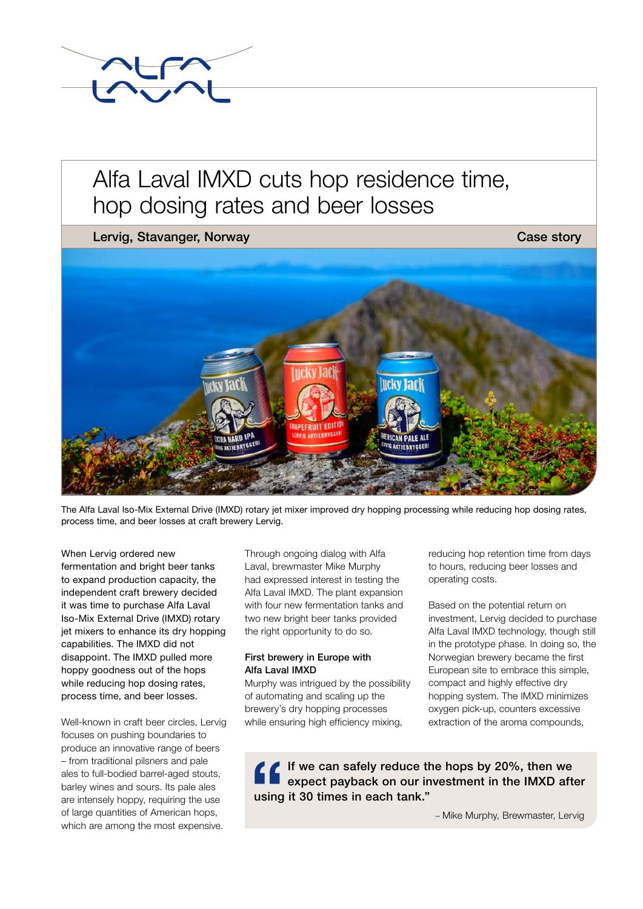# Alfa Laval IMXD cuts hop residence time, hop dosing rates and beer losses

**Lervig, Stavanger, Norway** | **Case story**

The Alfa Laval Iso-Mix External Drive (IMXD) rotary jet mixer improved dry hopping processing while reducing hop dosing rates, process time, and beer losses at craft brewery Lervig.

When Lervig ordered new fermentation and bright beer tanks to expand production capacity, the independent craft brewery decided it was time to purchase Alfa Laval Iso-Mix External Drive (IMXD) rotary jet mixers to enhance its dry hopping capabilities. The IMXD did not disappoint. The IMXD pulled more hoppy goodness out of the hops while reducing hop dosing rates, process time, and beer losses.

Well-known in craft beer circles, Lervig focuses on pushing boundaries to produce an innovative range of beers – from traditional pilsners and pale ales to full-bodied barrel-aged stouts, barley wines and sours. Its pale ales are intensely hoppy, requiring the use of large quantities of American hops, which are among the most expensive.

Through ongoing dialog with Alfa Laval, brewmaster Mike Murphy had expressed interest in testing the Alfa Laval IMXD. The plant expansion with four new fermentation tanks and two new bright beer tanks provided the right opportunity to do so.

## First brewery in Europe with Alfa Laval IMXD

Murphy was intrigued by the possibility of automating and scaling up the brewery's dry hopping processes while ensuring high efficiency mixing, reducing hop retention time from days to hours, reducing beer losses and operating costs.

Based on the potential return on investment, Lervig decided to purchase Alfa Laval IMXD technology, though still in the prototype phase. In doing so, the Norwegian brewery became the first European site to embrace this simple, compact and highly effective dry hopping system. The IMXD minimizes oxygen pick-up, counters excessive extraction of the aroma compounds,

> "If we can safely reduce the hops by 20%, then we expect payback on our investment in the IMXD after using it 30 times in each tank."
>
> – Mike Murphy, Brewmaster, Lervig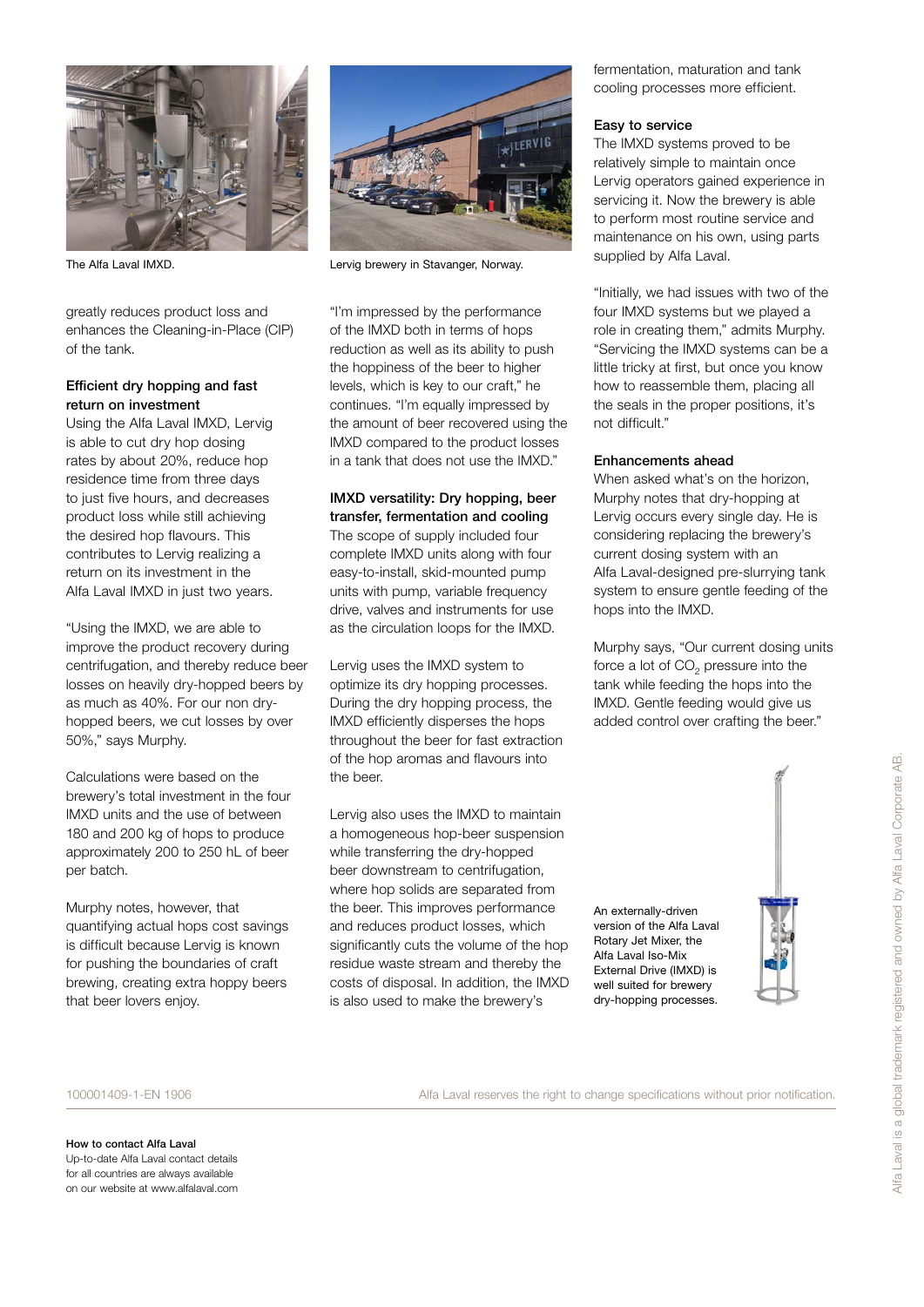The Alfa Laval IMXD.

Lervig brewery in Stavanger, Norway.

greatly reduces product loss and enhances the Cleaning-in-Place (CIP) of the tank.

### Efficient dry hopping and fast return on investment

Using the Alfa Laval IMXD, Lervig is able to cut dry hop dosing rates by about 20%, reduce hop residence time from three days to just five hours, and decreases product loss while still achieving the desired hop flavours. This contributes to Lervig realizing a return on its investment in the Alfa Laval IMXD in just two years.

"Using the IMXD, we are able to improve the product recovery during centrifugation, and thereby reduce beer losses on heavily dry-hopped beers by as much as 40%. For our non dry-hopped beers, we cut losses by over 50%," says Murphy.

Calculations were based on the brewery's total investment in the four IMXD units and the use of between 180 and 200 kg of hops to produce approximately 200 to 250 hL of beer per batch.

Murphy notes, however, that quantifying actual hops cost savings is difficult because Lervig is known for pushing the boundaries of craft brewing, creating extra hoppy beers that beer lovers enjoy.

"I'm impressed by the performance of the IMXD both in terms of hops reduction as well as its ability to push the hoppiness of the beer to higher levels, which is key to our craft," he continues. "I'm equally impressed by the amount of beer recovered using the IMXD compared to the product losses in a tank that does not use the IMXD."

### IMXD versatility: Dry hopping, beer transfer, fermentation and cooling

The scope of supply included four complete IMXD units along with four easy-to-install, skid-mounted pump units with pump, variable frequency drive, valves and instruments for use as the circulation loops for the IMXD.

Lervig uses the IMXD system to optimize its dry hopping processes. During the dry hopping process, the IMXD efficiently disperses the hops throughout the beer for fast extraction of the hop aromas and flavours into the beer.

Lervig also uses the IMXD to maintain a homogeneous hop-beer suspension while transferring the dry-hopped beer downstream to centrifugation, where hop solids are separated from the beer. This improves performance and reduces product losses, which significantly cuts the volume of the hop residue waste stream and thereby the costs of disposal. In addition, the IMXD is also used to make the brewery's fermentation, maturation and tank cooling processes more efficient.

### Easy to service

The IMXD systems proved to be relatively simple to maintain once Lervig operators gained experience in servicing it. Now the brewery is able to perform most routine service and maintenance on his own, using parts supplied by Alfa Laval.

"Initially, we had issues with two of the four IMXD systems but we played a role in creating them," admits Murphy. "Servicing the IMXD systems can be a little tricky at first, but once you know how to reassemble them, placing all the seals in the proper positions, it's not difficult."

### Enhancements ahead

When asked what's on the horizon, Murphy notes that dry-hopping at Lervig occurs every single day. He is considering replacing the brewery's current dosing system with an Alfa Laval-designed pre-slurrying tank system to ensure gentle feeding of the hops into the IMXD.

Murphy says, "Our current dosing units force a lot of $CO_2$ pressure into the tank while feeding the hops into the IMXD. Gentle feeding would give us added control over crafting the beer."

An externally-driven version of the Alfa Laval Rotary Jet Mixer, the Alfa Laval Iso-Mix External Drive (IMXD) is well suited for brewery dry-hopping processes.

100001409-1-EN 1906

Alfa Laval reserves the right to change specifications without prior notification.

**How to contact Alfa Laval**
Up-to-date Alfa Laval contact details for all countries are always available on our website at www.alfalaval.com

Alfa Laval is a global trademark registered and owned by Alfa Laval Corporate AB.